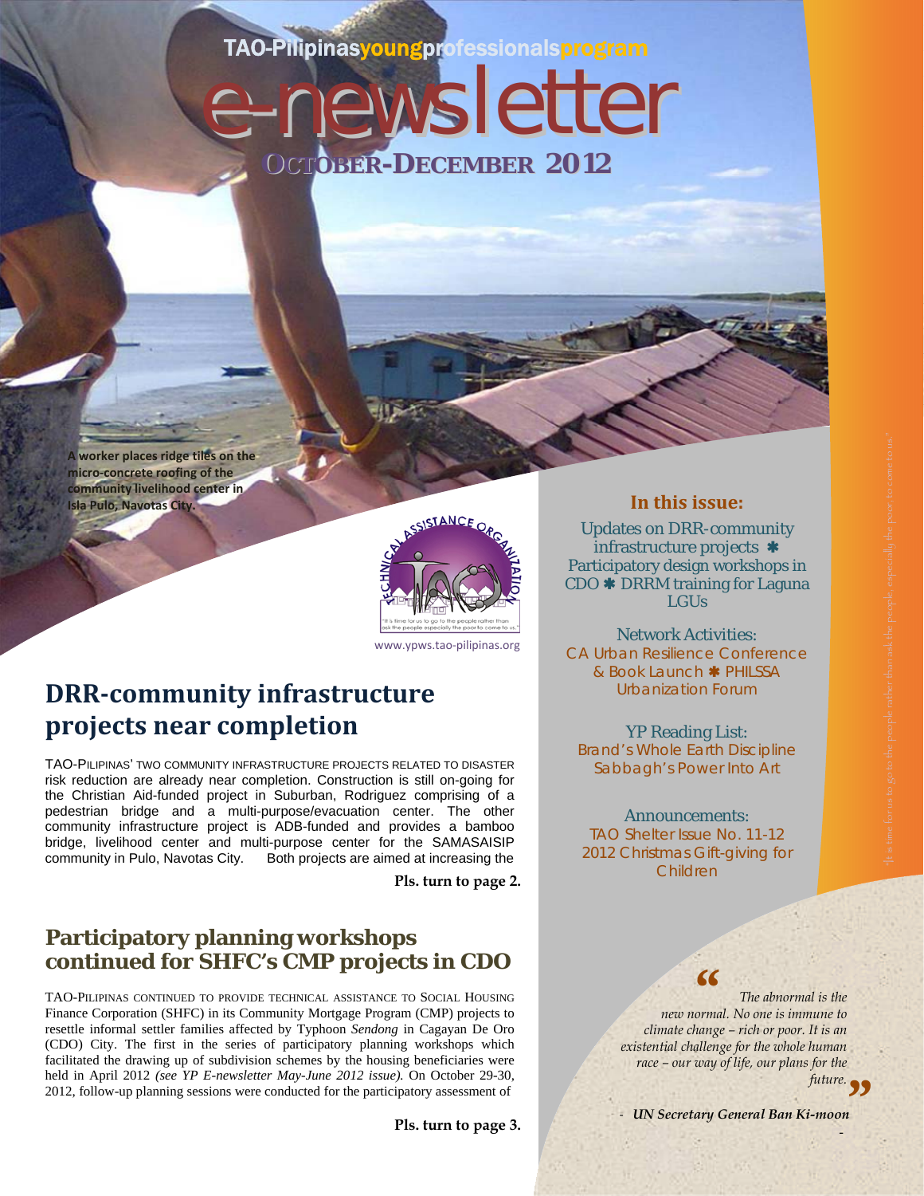TAO-Pilipinas young professionals program

# e-newsletter

**OCTOBER-DECEMBER 2012**

**A worker places ridge tiles on the micro-concrete roofing of the community livelihood center in Isla Pulo, Navotas City.**

"It is time for us to go to the people rather than ask the people especially the poor to come to us."

www.ypws.tao-pilipinas.org

## In this issue:

Updates on DRR-community infrastructure projects ✱ Participatory design workshops in CDO ✱ DRRM training for Laguna LGUs

Network Activities:
CA Urban Resilience Conference & Book Launch ✱ PHILSSA Urbanization Forum

YP Reading List:
Brand's Whole Earth Discipline
Sabbagh's Power Into Art

Announcements:
TAO Shelter Issue No. 11-12
2012 Christmas Gift-giving for Children

## DRR-community infrastructure projects near completion

TAO-PILIPINAS' TWO COMMUNITY INFRASTRUCTURE PROJECTS RELATED TO DISASTER risk reduction are already near completion. Construction is still on-going for the Christian Aid-funded project in Suburban, Rodriguez comprising of a pedestrian bridge and a multi-purpose/evacuation center. The other community infrastructure project is ADB-funded and provides a bamboo bridge, livelihood center and multi-purpose center for the SAMASAISIP community in Pulo, Navotas City. Both projects are aimed at increasing the

**Pls. turn to page 2.**

## Participatory planning workshops continued for SHFC's CMP projects in CDO

TAO-PILIPINAS CONTINUED TO PROVIDE TECHNICAL ASSISTANCE TO SOCIAL HOUSING Finance Corporation (SHFC) in its Community Mortgage Program (CMP) projects to resettle informal settler families affected by Typhoon *Sendong* in Cagayan De Oro (CDO) City. The first in the series of participatory planning workshops which facilitated the drawing up of subdivision schemes by the housing beneficiaries were held in April 2012 *(see YP E-newsletter May-June 2012 issue).* On October 29-30, 2012, follow-up planning sessions were conducted for the participatory assessment of

**Pls. turn to page 3.**

> *"The abnormal is the new normal. No one is immune to climate change – rich or poor. It is an existential challenge for the whole human race – our way of life, our plans for the future."*
>
> - ***UN Secretary General Ban Ki-moon***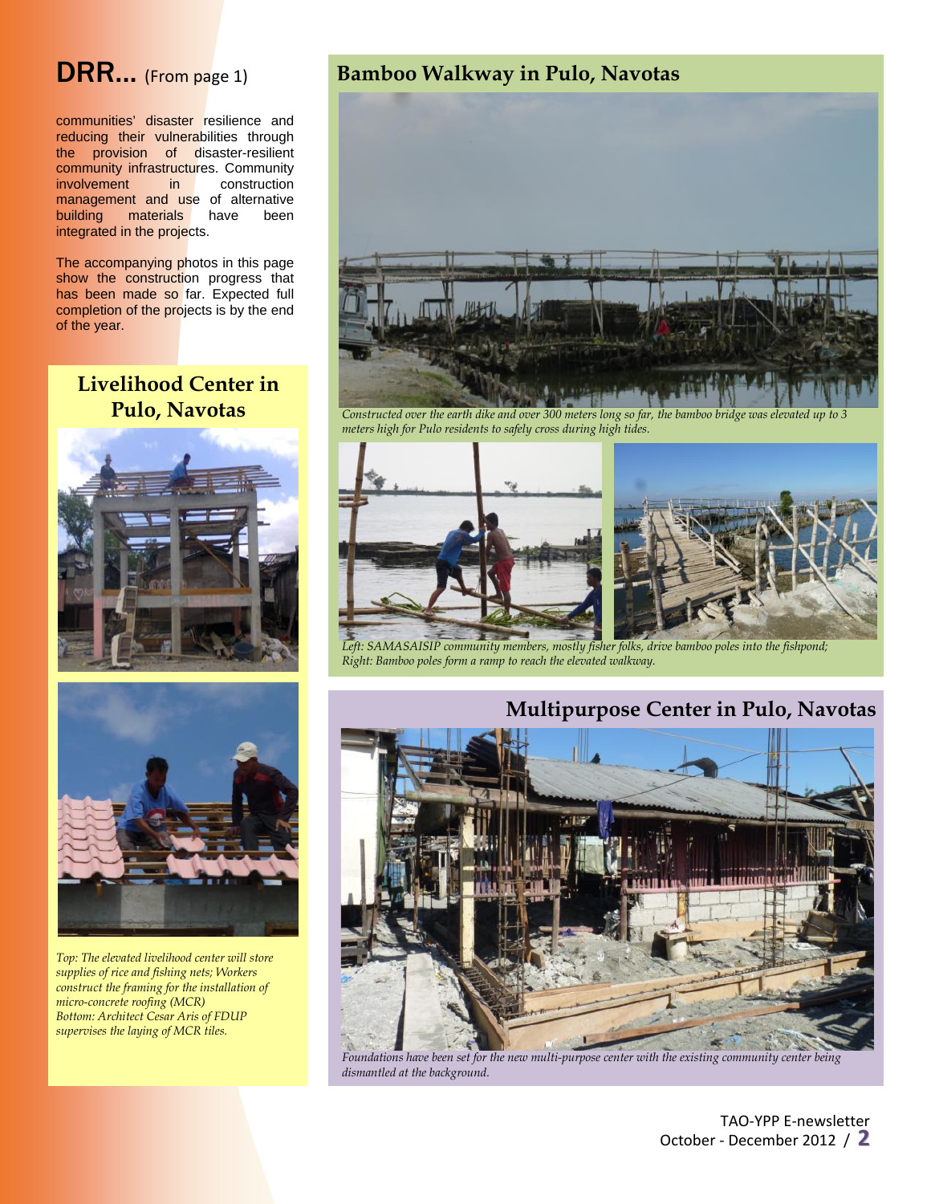## DRR... (From page 1)

communities' disaster resilience and reducing their vulnerabilities through the provision of disaster-resilient community infrastructures. Community involvement in construction management and use of alternative building materials have been integrated in the projects.

The accompanying photos in this page show the construction progress that has been made so far. Expected full completion of the projects is by the end of the year.

### Livelihood Center in Pulo, Navotas

*Top: The elevated livelihood center will store supplies of rice and fishing nets; Workers construct the framing for the installation of micro-concrete roofing (MCR)*
*Bottom: Architect Cesar Aris of FDUP supervises the laying of MCR tiles.*

### Bamboo Walkway in Pulo, Navotas

*Constructed over the earth dike and over 300 meters long so far, the bamboo bridge was elevated up to 3 meters high for Pulo residents to safely cross during high tides.*

*Left: SAMASAISIP community members, mostly fisher folks, drive bamboo poles into the fishpond; Right: Bamboo poles form a ramp to reach the elevated walkway.*

### Multipurpose Center in Pulo, Navotas

*Foundations have been set for the new multi-purpose center with the existing community center being dismantled at the background.*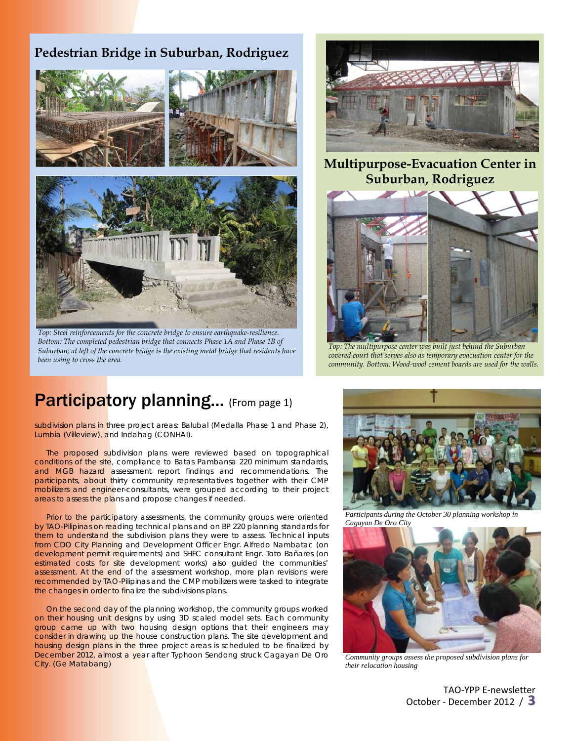## Pedestrian Bridge in Suburban, Rodriguez

*Top: Steel reinforcements for the concrete bridge to ensure earthquake-resilience. Bottom: The completed pedestrian bridge that connects Phase 1A and Phase 1B of Suburban; at left of the concrete bridge is the existing metal bridge that residents have been using to cross the area.*

## Multipurpose-Evacuation Center in Suburban, Rodriguez

*Top: The multipurpose center was built just behind the Suburban covered court that serves also as temporary evacuation center for the community. Bottom: Wood-wool cement boards are used for the walls.*

# Participatory planning... (From page 1)

subdivision plans in three project areas: Balubal (Medalla Phase 1 and Phase 2), Lumbia (Villeview), and Indahag (CONHAI).

The proposed subdivision plans were reviewed based on topographical conditions of the site, compliance to Batas Pambansa 220 minimum standards, and MGB hazard assessment report findings and recommendations. The participants, about thirty community representatives together with their CMP mobilizers and engineer-consultants, were grouped according to their project areas to assess the plans and propose changes if needed.

Prior to the participatory assessments, the community groups were oriented by TAO-Pilipinas on reading technical plans and on BP 220 planning standards for them to understand the subdivision plans they were to assess. Technical inputs from CDO City Planning and Development Officer Engr. Alfredo Nambatac (on development permit requirements) and SHFC consultant Engr. Toto Bañares (on estimated costs for site development works) also guided the communities' assessment. At the end of the assessment workshop, more plan revisions were recommended by TAO-Pilipinas and the CMP mobilizers were tasked to integrate the changes in order to finalize the subdivisions plans.

On the second day of the planning workshop, the community groups worked on their housing unit designs by using 3D scaled model sets. Each community group came up with two housing design options that their engineers may consider in drawing up the house construction plans. The site development and housing design plans in the three project areas is scheduled to be finalized by December 2012, almost a year after Typhoon Sendong struck Cagayan De Oro City. (Ge Matabang)

*Participants during the October 30 planning workshop in Cagayan De Oro City*

*Community groups assess the proposed subdivision plans for their relocation housing*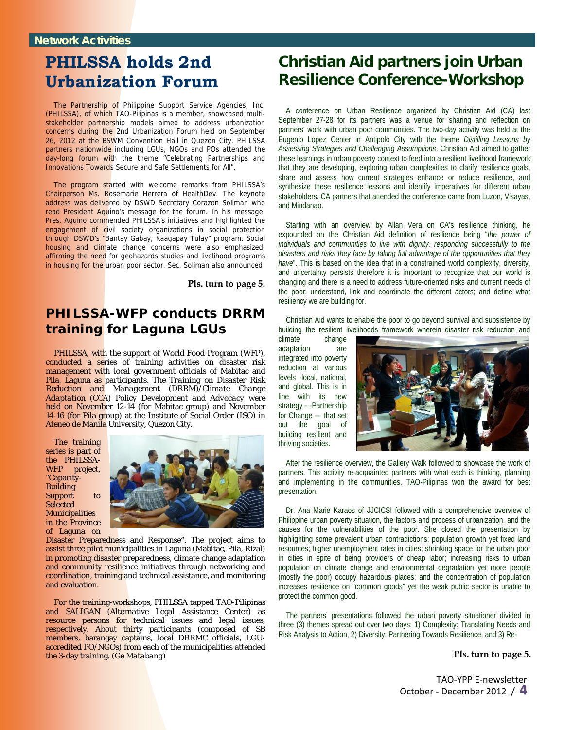Network Activities

## PHILSSA holds 2nd Urbanization Forum

The Partnership of Philippine Support Service Agencies, Inc. (PHILSSA), of which TAO-Pilipinas is a member, showcased multi-stakeholder partnership models aimed to address urbanization concerns during the 2nd Urbanization Forum held on September 26, 2012 at the BSWM Convention Hall in Quezon City. PHILSSA partners nationwide including LGUs, NGOs and POs attended the day-long forum with the theme "Celebrating Partnerships and Innovations Towards Secure and Safe Settlements for All".

The program started with welcome remarks from PHILSSA's Chairperson Ms. Rosemarie Herrera of HealthDev. The keynote address was delivered by DSWD Secretary Corazon Soliman who read President Aquino's message for the forum. In his message, Pres. Aquino commended PHILSSA's initiatives and highlighted the engagement of civil society organizations in social protection through DSWD's "Bantay Gabay, Kaagapay Tulay" program. Social housing and climate change concerns were also emphasized, affirming the need for geohazards studies and livelihood programs in housing for the urban poor sector. Sec. Soliman also announced

**Pls. turn to page 5.**

## PHILSSA-WFP conducts DRRM training for Laguna LGUs

PHILSSA, with the support of World Food Program (WFP), conducted a series of training activities on disaster risk management with local government officials of Mabitac and Pila, Laguna as participants. The *Training on Disaster Risk Reduction and Management (DRRM)/Climate Change Adaptation (CCA) Policy Development and Advocacy* were held on November 12-14 (for Mabitac group) and November 14-16 (for Pila group) at the Institute of Social Order (ISO) in Ateneo de Manila University, Quezon City.

The training series is part of the PHILSSA-WFP project, "Capacity-Building Support to Selected Municipalities in the Province of Laguna on Disaster Preparedness and Response". The project aims to assist three pilot municipalities in Laguna (Mabitac, Pila, Rizal) in promoting disaster preparedness, climate change adaptation and community resilience initiatives through networking and coordination, training and technical assistance, and monitoring and evaluation.

For the training-workshops, PHILSSA tapped TAO-Pilipinas and SALIGAN (Alternative Legal Assistance Center) as resource persons for technical issues and legal issues, respectively. About thirty participants (composed of SB members, barangay captains, local DRRMC officials, LGU-accredited PO/NGOs) from each of the municipalities attended the 3-day training. (*Ge Matabang*)

## Christian Aid partners join Urban Resilience Conference-Workshop

A conference on Urban Resilience organized by Christian Aid (CA) last September 27-28 for its partners was a venue for sharing and reflection on partners' work with urban poor communities. The two-day activity was held at the Eugenio Lopez Center in Antipolo City with the theme *Distilling Lessons by Assessing Strategies and Challenging Assumptions*. Christian Aid aimed to gather these learnings in urban poverty context to feed into a resilient livelihood framework that they are developing, exploring urban complexities to clarify resilience goals, share and assess how current strategies enhance or reduce resilience, and synthesize these resilience lessons and identify imperatives for different urban stakeholders. CA partners that attended the conference came from Luzon, Visayas, and Mindanao.

Starting with an overview by Allan Vera on CA's resilience thinking, he expounded on the Christian Aid definition of resilience being "*the power of individuals and communities to live with dignity, responding successfully to the disasters and risks they face by taking full advantage of the opportunities that they have*". This is based on the idea that in a constrained world complexity, diversity, and uncertainty persists therefore it is important to recognize that our world is changing and there is a need to address future-oriented risks and current needs of the poor; understand, link and coordinate the different actors; and define what resiliency we are building for.

Christian Aid wants to enable the poor to go beyond survival and subsistence by building the resilient livelihoods framework wherein disaster risk reduction and climate change adaptation are integrated into poverty reduction at various levels -local, national, and global. This is in line with its new strategy ---Partnership for Change --- that set out the goal of building resilient and thriving societies.

After the resilience overview, the Gallery Walk followed to showcase the work of partners. This activity re-acquainted partners with what each is thinking, planning and implementing in the communities. TAO-Pilipinas won the award for best presentation.

Dr. Ana Marie Karaos of JJCICSI followed with a comprehensive overview of Philippine urban poverty situation, the factors and process of urbanization, and the causes for the vulnerabilities of the poor. She closed the presentation by highlighting some prevalent urban contradictions: population growth yet fixed land resources; higher unemployment rates in cities; shrinking space for the urban poor in cities in spite of being providers of cheap labor; increasing risks to urban population on climate change and environmental degradation yet more people (mostly the poor) occupy hazardous places; and the concentration of population increases resilience on "common goods" yet the weak public sector is unable to protect the common good.

The partners' presentations followed the urban poverty situationer divided in three (3) themes spread out over two days: 1) Complexity: Translating Needs and Risk Analysis to Action, 2) Diversity: Partnering Towards Resilience, and 3) Re-

**Pls. turn to page 5.**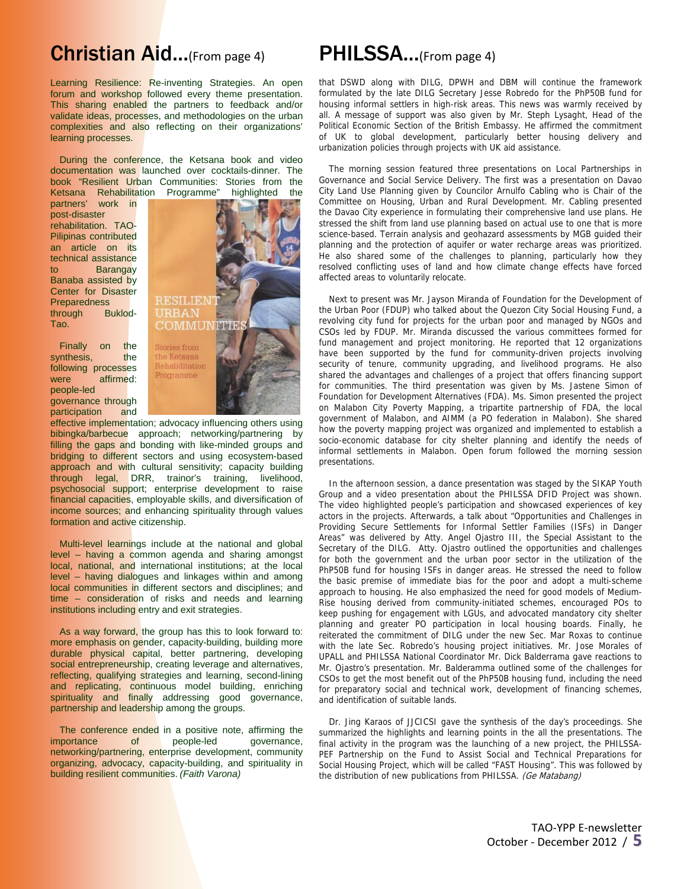## Christian Aid...(From page 4)

Learning Resilience: Re-inventing Strategies. An open forum and workshop followed every theme presentation. This sharing enabled the partners to feedback and/or validate ideas, processes, and methodologies on the urban complexities and also reflecting on their organizations' learning processes.

During the conference, the Ketsana book and video documentation was launched over cocktails-dinner. The book "Resilient Urban Communities: Stories from the Ketsana Rehabilitation Programme" highlighted the partners' work in post-disaster rehabilitation. TAO-Pilipinas contributed an article on its technical assistance to Barangay Banaba assisted by Center for Disaster Preparedness through Buklod-Tao.

Finally on the synthesis, the following processes were affirmed: people-led governance through participation and effective implementation; advocacy influencing others using bibingka/barbecue approach; networking/partnering by filling the gaps and bonding with like-minded groups and bridging to different sectors and using ecosystem-based approach and with cultural sensitivity; capacity building through legal, DRR, trainor's training, livelihood, psychosocial support; enterprise development to raise financial capacities, employable skills, and diversification of income sources; and enhancing spirituality through values formation and active citizenship.

Multi-level learnings include at the national and global level – having a common agenda and sharing amongst local, national, and international institutions; at the local level – having dialogues and linkages within and among local communities in different sectors and disciplines; and time – consideration of risks and needs and learning institutions including entry and exit strategies.

As a way forward, the group has this to look forward to: more emphasis on gender, capacity-building, building more durable physical capital, better partnering, developing social entrepreneurship, creating leverage and alternatives, reflecting, qualifying strategies and learning, second-lining and replicating, continuous model building, enriching spirituality and finally addressing good governance, partnership and leadership among the groups.

The conference ended in a positive note, affirming the importance of people-led governance, networking/partnering, enterprise development, community organizing, advocacy, capacity-building, and spirituality in building resilient communities. *(Faith Varona)*

## PHILSSA...(From page 4)

that DSWD along with DILG, DPWH and DBM will continue the framework formulated by the late DILG Secretary Jesse Robredo for the PhP50B fund for housing informal settlers in high-risk areas. This news was warmly received by all. A message of support was also given by Mr. Steph Lysaght, Head of the Political Economic Section of the British Embassy. He affirmed the commitment of UK to global development, particularly better housing delivery and urbanization policies through projects with UK aid assistance.

The morning session featured three presentations on Local Partnerships in Governance and Social Service Delivery. The first was a presentation on Davao City Land Use Planning given by Councilor Arnulfo Cabling who is Chair of the Committee on Housing, Urban and Rural Development. Mr. Cabling presented the Davao City experience in formulating their comprehensive land use plans. He stressed the shift from land use planning based on actual use to one that is more science-based. Terrain analysis and geohazard assessments by MGB guided their planning and the protection of aquifer or water recharge areas was prioritized. He also shared some of the challenges to planning, particularly how they resolved conflicting uses of land and how climate change effects have forced affected areas to voluntarily relocate.

Next to present was Mr. Jayson Miranda of Foundation for the Development of the Urban Poor (FDUP) who talked about the Quezon City Social Housing Fund, a revolving city fund for projects for the urban poor and managed by NGOs and CSOs led by FDUP. Mr. Miranda discussed the various committees formed for fund management and project monitoring. He reported that 12 organizations have been supported by the fund for community-driven projects involving security of tenure, community upgrading, and livelihood programs. He also shared the advantages and challenges of a project that offers financing support for communities. The third presentation was given by Ms. Jastene Simon of Foundation for Development Alternatives (FDA). Ms. Simon presented the project on Malabon City Poverty Mapping, a tripartite partnership of FDA, the local government of Malabon, and AIMM (a PO federation in Malabon). She shared how the poverty mapping project was organized and implemented to establish a socio-economic database for city shelter planning and identify the needs of informal settlements in Malabon. Open forum followed the morning session presentations.

In the afternoon session, a dance presentation was staged by the SIKAP Youth Group and a video presentation about the PHILSSA DFID Project was shown. The video highlighted people's participation and showcased experiences of key actors in the projects. Afterwards, a talk about "Opportunities and Challenges in Providing Secure Settlements for Informal Settler Families (ISFs) in Danger Areas" was delivered by Atty. Angel Ojastro III, the Special Assistant to the Secretary of the DILG. Atty. Ojastro outlined the opportunities and challenges for both the government and the urban poor sector in the utilization of the PhP50B fund for housing ISFs in danger areas. He stressed the need to follow the basic premise of immediate bias for the poor and adopt a multi-scheme approach to housing. He also emphasized the need for good models of Medium-Rise housing derived from community-initiated schemes, encouraged POs to keep pushing for engagement with LGUs, and advocated mandatory city shelter planning and greater PO participation in local housing boards. Finally, he reiterated the commitment of DILG under the new Sec. Mar Roxas to continue with the late Sec. Robredo's housing project initiatives. Mr. Jose Morales of UPALL and PHILSSA National Coordinator Mr. Dick Balderrama gave reactions to Mr. Ojastro's presentation. Mr. Balderamma outlined some of the challenges for CSOs to get the most benefit out of the PhP50B housing fund, including the need for preparatory social and technical work, development of financing schemes, and identification of suitable lands.

Dr. Jing Karaos of JJCICSI gave the synthesis of the day's proceedings. She summarized the highlights and learning points in the all the presentations. The final activity in the program was the launching of a new project, the PHILSSA-PEF Partnership on the Fund to Assist Social and Technical Preparations for Social Housing Project, which will be called "FAST Housing". This was followed by the distribution of new publications from PHILSSA. *(Ge Matabang)*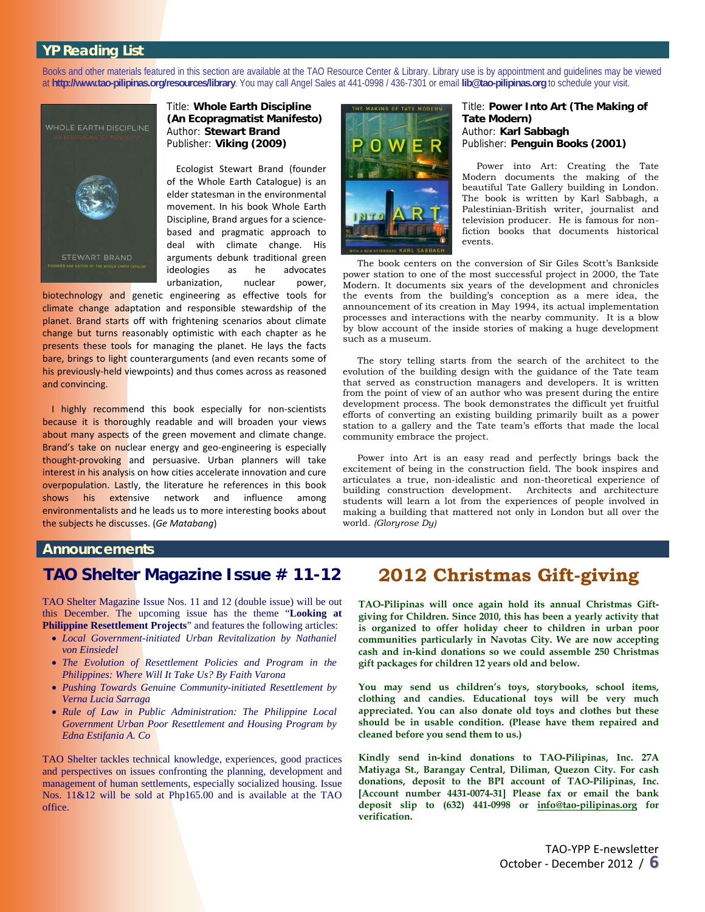## YP Reading List

Books and other materials featured in this section are available at the TAO Resource Center & Library. Library use is by appointment and guidelines may be viewed at **http://www.tao-pilipinas.org/resources/library**. You may call Angel Sales at 441-0998 / 436-7301 or email **lib@tao-pilipinas.org** to schedule your visit.

Title: **Whole Earth Discipline (An Ecopragmatist Manifesto)**
Author: **Stewart Brand**
Publisher: **Viking (2009)**

Ecologist Stewart Brand (founder of the Whole Earth Catalogue) is an elder statesman in the environmental movement. In his book Whole Earth Discipline, Brand argues for a science-based and pragmatic approach to deal with climate change. His arguments debunk traditional green ideologies as he advocates urbanization, nuclear power, biotechnology and genetic engineering as effective tools for climate change adaptation and responsible stewardship of the planet. Brand starts off with frightening scenarios about climate change but turns reasonably optimistic with each chapter as he presents these tools for managing the planet. He lays the facts bare, brings to light counterarguments (and even recants some of his previously-held viewpoints) and thus comes across as reasoned and convincing.

I highly recommend this book especially for non-scientists because it is thoroughly readable and will broaden your views about many aspects of the green movement and climate change. Brand's take on nuclear energy and geo-engineering is especially thought-provoking and persuasive. Urban planners will take interest in his analysis on how cities accelerate innovation and cure overpopulation. Lastly, the literature he references in this book shows his extensive network and influence among environmentalists and he leads us to more interesting books about the subjects he discusses. (*Ge Matabang*)

Title: **Power Into Art (The Making of Tate Modern)**
Author: **Karl Sabbagh**
Publisher: **Penguin Books (2001)**

Power into Art: Creating the Tate Modern documents the making of the beautiful Tate Gallery building in London. The book is written by Karl Sabbagh, a Palestinian-British writer, journalist and television producer. He is famous for non-fiction books that documents historical events.

The book centers on the conversion of Sir Giles Scott's Bankside power station to one of the most successful project in 2000, the Tate Modern. It documents six years of the development and chronicles the events from the building's conception as a mere idea, the announcement of its creation in May 1994, its actual implementation processes and interactions with the nearby community. It is a blow by blow account of the inside stories of making a huge development such as a museum.

The story telling starts from the search of the architect to the evolution of the building design with the guidance of the Tate team that served as construction managers and developers. It is written from the point of view of an author who was present during the entire development process. The book demonstrates the difficult yet fruitful efforts of converting an existing building primarily built as a power station to a gallery and the Tate team's efforts that made the local community embrace the project.

Power into Art is an easy read and perfectly brings back the excitement of being in the construction field. The book inspires and articulates a true, non-idealistic and non-theoretical experience of building construction development. Architects and architecture students will learn a lot from the experiences of people involved in making a building that mattered not only in London but all over the world. *(Gloryrose Dy)*

## Announcements

### TAO Shelter Magazine Issue # 11-12

TAO Shelter Magazine Issue Nos. 11 and 12 (double issue) will be out this December. The upcoming issue has the theme "**Looking at Philippine Resettlement Projects**" and features the following articles:

- *Local Government-initiated Urban Revitalization by Nathaniel von Einsiedel*
- *The Evolution of Resettlement Policies and Program in the Philippines: Where Will It Take Us? By Faith Varona*
- *Pushing Towards Genuine Community-initiated Resettlement by Verna Lucia Sarraga*
- *Rule of Law in Public Administration: The Philippine Local Government Urban Poor Resettlement and Housing Program by Edna Estifania A. Co*

TAO Shelter tackles technical knowledge, experiences, good practices and perspectives on issues confronting the planning, development and management of human settlements, especially socialized housing. Issue Nos. 11&12 will be sold at Php165.00 and is available at the TAO office.

### 2012 Christmas Gift-giving

**TAO-Pilipinas will once again hold its annual Christmas Gift-giving for Children. Since 2010, this has been a yearly activity that is organized to offer holiday cheer to children in urban poor communities particularly in Navotas City. We are now accepting cash and in-kind donations so we could assemble 250 Christmas gift packages for children 12 years old and below.**

**You may send us children's toys, storybooks, school items, clothing and candies. Educational toys will be very much appreciated. You can also donate old toys and clothes but these should be in usable condition. (Please have them repaired and cleaned before you send them to us.)**

**Kindly send in-kind donations to TAO-Pilipinas, Inc. 27A Matiyaga St., Barangay Central, Diliman, Quezon City. For cash donations, deposit to the BPI account of TAO-Pilipinas, Inc. [Account number 4431-0074-31] Please fax or email the bank deposit slip to (632) 441-0998 or info@tao-pilipinas.org for verification.**